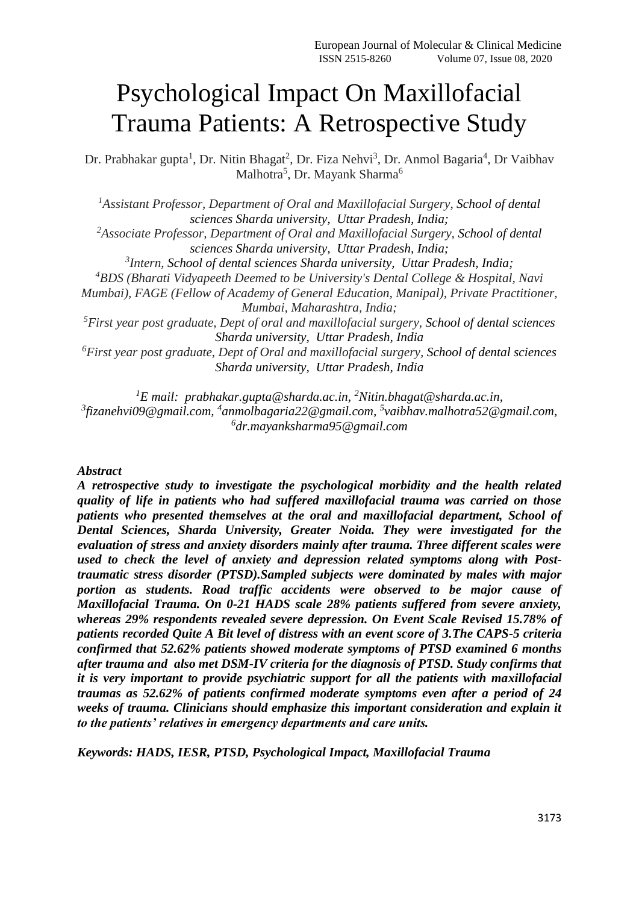# Psychological Impact On Maxillofacial Trauma Patients: A Retrospective Study

Dr. Prabhakar gupta[1], Dr. Nitin Bhagat[2], Dr. Fiza Nehvi[3], Dr. Anmol Bagaria[4], Dr Vaibhav Malhotra[5], Dr. Mayank Sharma[6]

[1]*Assistant Professor, Department of Oral and Maxillofacial Surgery, School of dental sciences Sharda university, Uttar Pradesh, India;*
[2]*Associate Professor, Department of Oral and Maxillofacial Surgery, School of dental sciences Sharda university, Uttar Pradesh, India;*
[3]*Intern, School of dental sciences Sharda university, Uttar Pradesh, India;*
[4]*BDS (Bharati Vidyapeeth Deemed to be University's Dental College & Hospital, Navi Mumbai), FAGE (Fellow of Academy of General Education, Manipal), Private Practitioner, Mumbai, Maharashtra, India;*
[5]*First year post graduate, Dept of oral and maxillofacial surgery, School of dental sciences Sharda university, Uttar Pradesh, India*
[6]*First year post graduate, Dept of Oral and maxillofacial surgery, School of dental sciences Sharda university, Uttar Pradesh, India*

[1]*E mail: prabhakar.gupta@sharda.ac.in,* [2]*Nitin.bhagat@sharda.ac.in,* [3]*fizanehvi09@gmail.com,* [4]*anmolbagaria22@gmail.com,* [5]*vaibhav.malhotra52@gmail.com,* [6]*dr.mayanksharma95@gmail.com*

***Abstract***

***A retrospective study to investigate the psychological morbidity and the health related quality of life in patients who had suffered maxillofacial trauma was carried on those patients who presented themselves at the oral and maxillofacial department, School of Dental Sciences, Sharda University, Greater Noida. They were investigated for the evaluation of stress and anxiety disorders mainly after trauma. Three different scales were used to check the level of anxiety and depression related symptoms along with Post-traumatic stress disorder (PTSD).Sampled subjects were dominated by males with major portion as students. Road traffic accidents were observed to be major cause of Maxillofacial Trauma. On 0-21 HADS scale 28% patients suffered from severe anxiety, whereas 29% respondents revealed severe depression. On Event Scale Revised 15.78% of patients recorded Quite A Bit level of distress with an event score of 3.The CAPS-5 criteria confirmed that 52.62% patients showed moderate symptoms of PTSD examined 6 months after trauma and also met DSM-IV criteria for the diagnosis of PTSD. Study confirms that it is very important to provide psychiatric support for all the patients with maxillofacial traumas as 52.62% of patients confirmed moderate symptoms even after a period of 24 weeks of trauma. Clinicians should emphasize this important consideration and explain it to the patients' relatives in emergency departments and care units.***

***Keywords: HADS, IESR, PTSD, Psychological Impact, Maxillofacial Trauma***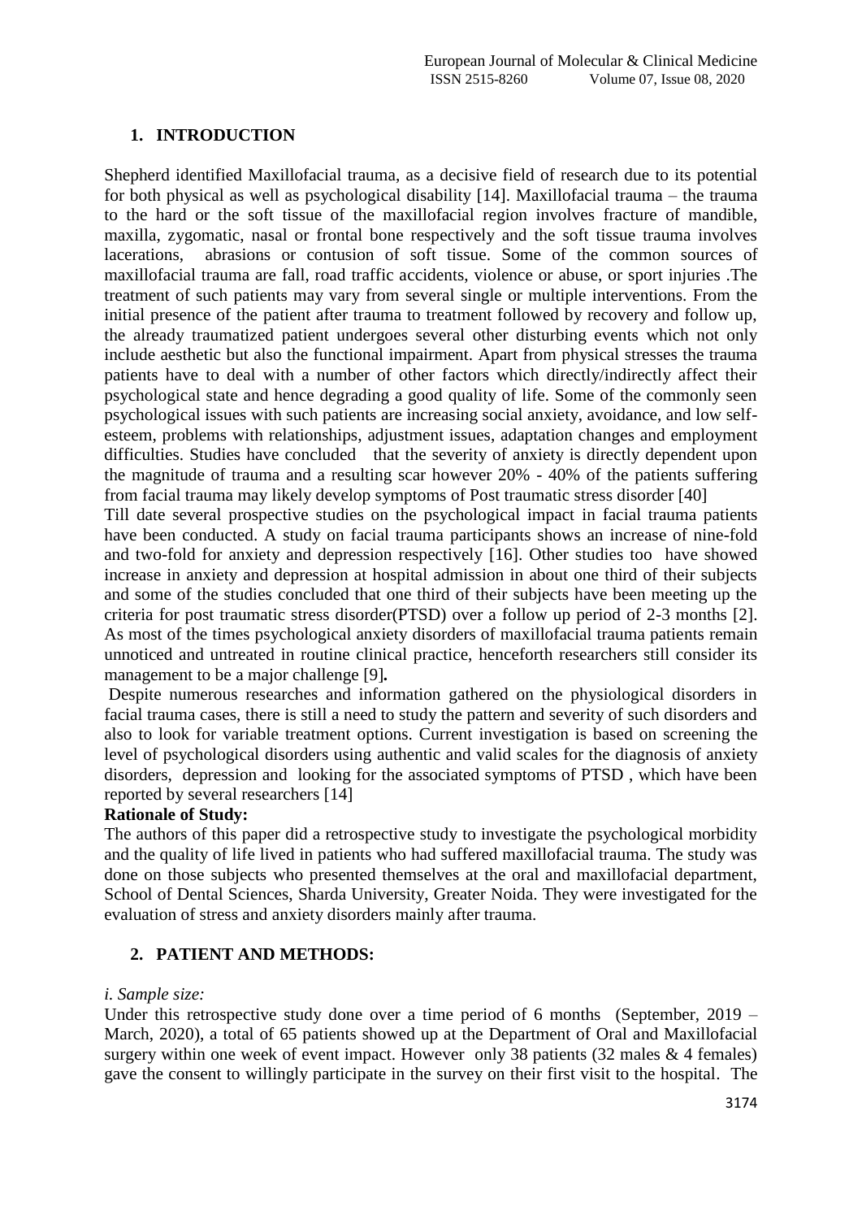## 1. INTRODUCTION

Shepherd identified Maxillofacial trauma, as a decisive field of research due to its potential for both physical as well as psychological disability [14]. Maxillofacial trauma – the trauma to the hard or the soft tissue of the maxillofacial region involves fracture of mandible, maxilla, zygomatic, nasal or frontal bone respectively and the soft tissue trauma involves lacerations, abrasions or contusion of soft tissue. Some of the common sources of maxillofacial trauma are fall, road traffic accidents, violence or abuse, or sport injuries .The treatment of such patients may vary from several single or multiple interventions. From the initial presence of the patient after trauma to treatment followed by recovery and follow up, the already traumatized patient undergoes several other disturbing events which not only include aesthetic but also the functional impairment. Apart from physical stresses the trauma patients have to deal with a number of other factors which directly/indirectly affect their psychological state and hence degrading a good quality of life. Some of the commonly seen psychological issues with such patients are increasing social anxiety, avoidance, and low self-esteem, problems with relationships, adjustment issues, adaptation changes and employment difficulties. Studies have concluded that the severity of anxiety is directly dependent upon the magnitude of trauma and a resulting scar however 20% - 40% of the patients suffering from facial trauma may likely develop symptoms of Post traumatic stress disorder [40]

Till date several prospective studies on the psychological impact in facial trauma patients have been conducted. A study on facial trauma participants shows an increase of nine-fold and two-fold for anxiety and depression respectively [16]. Other studies too have showed increase in anxiety and depression at hospital admission in about one third of their subjects and some of the studies concluded that one third of their subjects have been meeting up the criteria for post traumatic stress disorder(PTSD) over a follow up period of 2-3 months [2]. As most of the times psychological anxiety disorders of maxillofacial trauma patients remain unnoticed and untreated in routine clinical practice, henceforth researchers still consider its management to be a major challenge [9]**.**

Despite numerous researches and information gathered on the physiological disorders in facial trauma cases, there is still a need to study the pattern and severity of such disorders and also to look for variable treatment options. Current investigation is based on screening the level of psychological disorders using authentic and valid scales for the diagnosis of anxiety disorders, depression and looking for the associated symptoms of PTSD , which have been reported by several researchers [14]

**Rationale of Study:**

The authors of this paper did a retrospective study to investigate the psychological morbidity and the quality of life lived in patients who had suffered maxillofacial trauma. The study was done on those subjects who presented themselves at the oral and maxillofacial department, School of Dental Sciences, Sharda University, Greater Noida. They were investigated for the evaluation of stress and anxiety disorders mainly after trauma.

## 2. PATIENT AND METHODS:

*i. Sample size:*

Under this retrospective study done over a time period of 6 months (September, 2019 – March, 2020), a total of 65 patients showed up at the Department of Oral and Maxillofacial surgery within one week of event impact. However only 38 patients (32 males & 4 females) gave the consent to willingly participate in the survey on their first visit to the hospital. The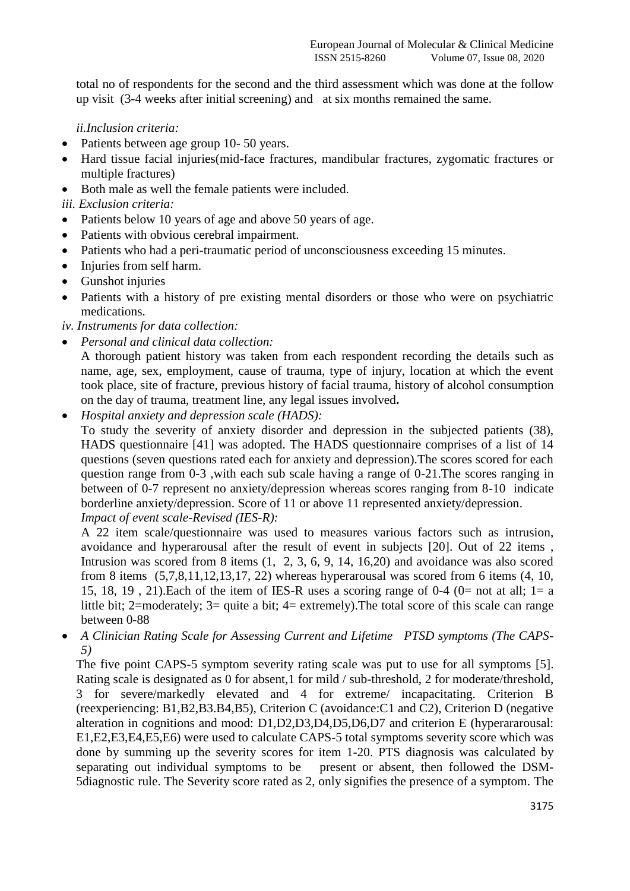total no of respondents for the second and the third assessment which was done at the follow up visit (3-4 weeks after initial screening) and at six months remained the same.

*ii.Inclusion criteria:*

- Patients between age group 10- 50 years.
- Hard tissue facial injuries(mid-face fractures, mandibular fractures, zygomatic fractures or multiple fractures)
- Both male as well the female patients were included.

*iii. Exclusion criteria:*

- Patients below 10 years of age and above 50 years of age.
- Patients with obvious cerebral impairment.
- Patients who had a peri-traumatic period of unconsciousness exceeding 15 minutes.
- Injuries from self harm.
- Gunshot injuries
- Patients with a history of pre existing mental disorders or those who were on psychiatric medications.

*iv. Instruments for data collection:*

- *Personal and clinical data collection:*
  A thorough patient history was taken from each respondent recording the details such as name, age, sex, employment, cause of trauma, type of injury, location at which the event took place, site of fracture, previous history of facial trauma, history of alcohol consumption on the day of trauma, treatment line, any legal issues involved**.**
- *Hospital anxiety and depression scale (HADS):*
  To study the severity of anxiety disorder and depression in the subjected patients (38), HADS questionnaire [41] was adopted. The HADS questionnaire comprises of a list of 14 questions (seven questions rated each for anxiety and depression).The scores scored for each question range from 0-3 ,with each sub scale having a range of 0-21.The scores ranging in between of 0-7 represent no anxiety/depression whereas scores ranging from 8-10 indicate borderline anxiety/depression. Score of 11 or above 11 represented anxiety/depression.
  *Impact of event scale-Revised (IES-R):*
  A 22 item scale/questionnaire was used to measures various factors such as intrusion, avoidance and hyperarousal after the result of event in subjects [20]. Out of 22 items , Intrusion was scored from 8 items (1, 2, 3, 6, 9, 14, 16,20) and avoidance was also scored from 8 items (5,7,8,11,12,13,17, 22) whereas hyperarousal was scored from 6 items (4, 10, 15, 18, 19 , 21).Each of the item of IES-R uses a scoring range of 0-4 (0= not at all; 1= a little bit; 2=moderately; 3= quite a bit; 4= extremely).The total score of this scale can range between 0-88
- *A Clinician Rating Scale for Assessing Current and Lifetime PTSD symptoms (The CAPS-5)*
  The five point CAPS-5 symptom severity rating scale was put to use for all symptoms [5]. Rating scale is designated as 0 for absent,1 for mild / sub-threshold, 2 for moderate/threshold, 3 for severe/markedly elevated and 4 for extreme/ incapacitating. Criterion B (reexperiencing: B1,B2,B3.B4,B5), Criterion C (avoidance:C1 and C2), Criterion D (negative alteration in cognitions and mood: D1,D2,D3,D4,D5,D6,D7 and criterion E (hyperararousal: E1,E2,E3,E4,E5,E6) were used to calculate CAPS-5 total symptoms severity score which was done by summing up the severity scores for item 1-20. PTS diagnosis was calculated by separating out individual symptoms to be present or absent, then followed the DSM-5diagnostic rule. The Severity score rated as 2, only signifies the presence of a symptom. The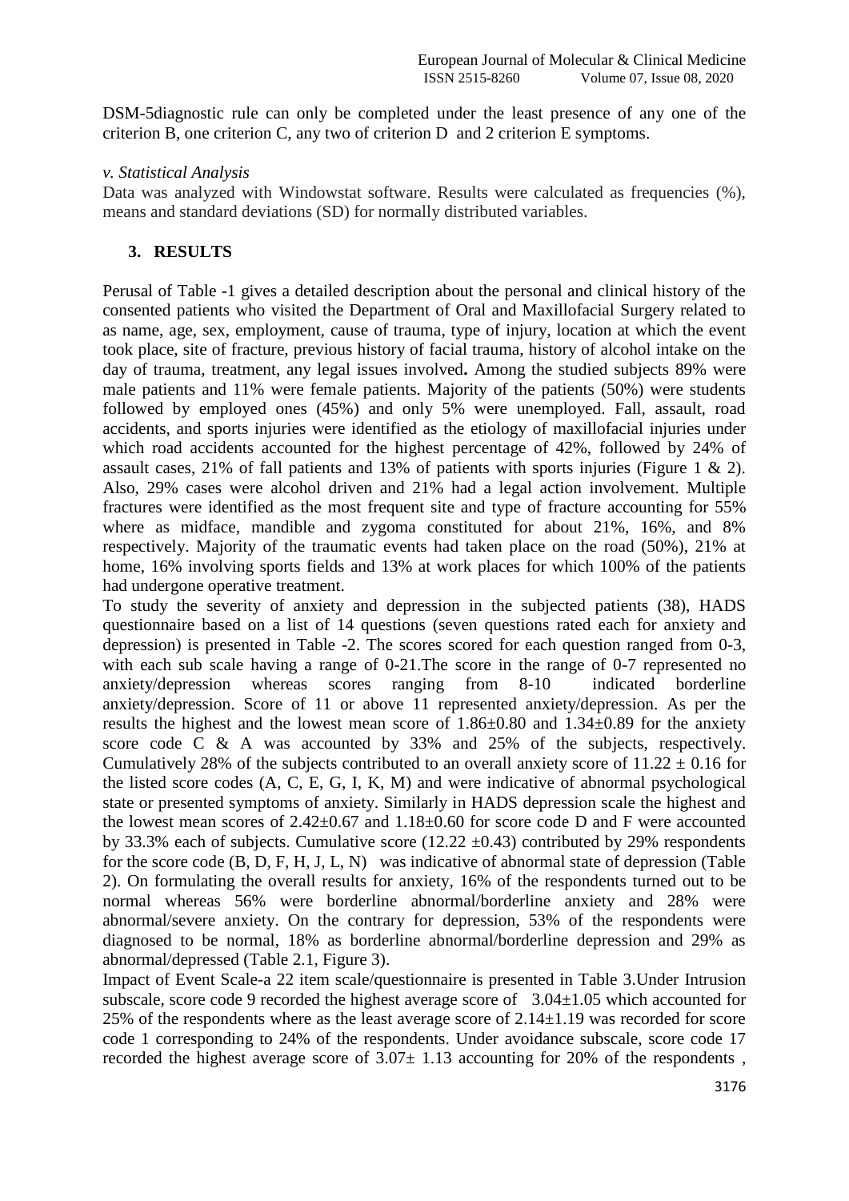DSM-5diagnostic rule can only be completed under the least presence of any one of the criterion B, one criterion C, any two of criterion D and 2 criterion E symptoms.

*v. Statistical Analysis*

Data was analyzed with Windowstat software. Results were calculated as frequencies (%), means and standard deviations (SD) for normally distributed variables.

## 3. RESULTS

Perusal of Table -1 gives a detailed description about the personal and clinical history of the consented patients who visited the Department of Oral and Maxillofacial Surgery related to as name, age, sex, employment, cause of trauma, type of injury, location at which the event took place, site of fracture, previous history of facial trauma, history of alcohol intake on the day of trauma, treatment, any legal issues involved**.** Among the studied subjects 89% were male patients and 11% were female patients. Majority of the patients (50%) were students followed by employed ones (45%) and only 5% were unemployed. Fall, assault, road accidents, and sports injuries were identified as the etiology of maxillofacial injuries under which road accidents accounted for the highest percentage of 42%, followed by 24% of assault cases, 21% of fall patients and 13% of patients with sports injuries (Figure 1 & 2). Also, 29% cases were alcohol driven and 21% had a legal action involvement. Multiple fractures were identified as the most frequent site and type of fracture accounting for 55% where as midface, mandible and zygoma constituted for about 21%, 16%, and 8% respectively. Majority of the traumatic events had taken place on the road (50%), 21% at home, 16% involving sports fields and 13% at work places for which 100% of the patients had undergone operative treatment.

To study the severity of anxiety and depression in the subjected patients (38), HADS questionnaire based on a list of 14 questions (seven questions rated each for anxiety and depression) is presented in Table -2. The scores scored for each question ranged from 0-3, with each sub scale having a range of 0-21.The score in the range of 0-7 represented no anxiety/depression whereas scores ranging from 8-10 indicated borderline anxiety/depression. Score of 11 or above 11 represented anxiety/depression. As per the results the highest and the lowest mean score of 1.86±0.80 and 1.34±0.89 for the anxiety score code C & A was accounted by 33% and 25% of the subjects, respectively. Cumulatively 28% of the subjects contributed to an overall anxiety score of 11.22 ± 0.16 for the listed score codes (A, C, E, G, I, K, M) and were indicative of abnormal psychological state or presented symptoms of anxiety. Similarly in HADS depression scale the highest and the lowest mean scores of 2.42±0.67 and 1.18±0.60 for score code D and F were accounted by 33.3% each of subjects. Cumulative score (12.22 ±0.43) contributed by 29% respondents for the score code (B, D, F, H, J, L, N) was indicative of abnormal state of depression (Table 2). On formulating the overall results for anxiety, 16% of the respondents turned out to be normal whereas 56% were borderline abnormal/borderline anxiety and 28% were abnormal/severe anxiety. On the contrary for depression, 53% of the respondents were diagnosed to be normal, 18% as borderline abnormal/borderline depression and 29% as abnormal/depressed (Table 2.1, Figure 3).

Impact of Event Scale-a 22 item scale/questionnaire is presented in Table 3.Under Intrusion subscale, score code 9 recorded the highest average score of 3.04±1.05 which accounted for 25% of the respondents where as the least average score of 2.14±1.19 was recorded for score code 1 corresponding to 24% of the respondents. Under avoidance subscale, score code 17 recorded the highest average score of 3.07± 1.13 accounting for 20% of the respondents ,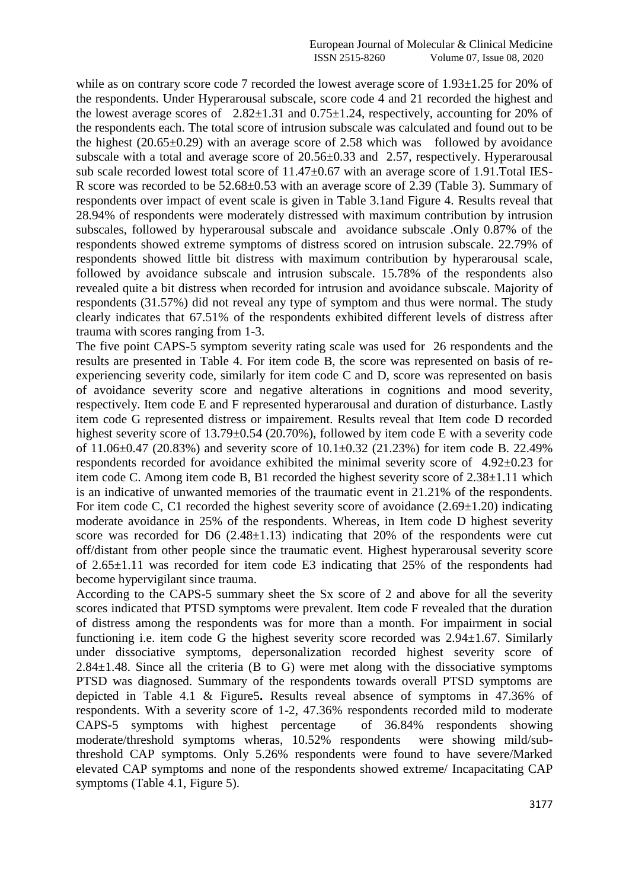while as on contrary score code 7 recorded the lowest average score of 1.93±1.25 for 20% of the respondents. Under Hyperarousal subscale, score code 4 and 21 recorded the highest and the lowest average scores of 2.82±1.31 and 0.75±1.24, respectively, accounting for 20% of the respondents each. The total score of intrusion subscale was calculated and found out to be the highest (20.65±0.29) with an average score of 2.58 which was followed by avoidance subscale with a total and average score of 20.56±0.33 and 2.57, respectively. Hyperarousal sub scale recorded lowest total score of 11.47±0.67 with an average score of 1.91.Total IES-R score was recorded to be 52.68±0.53 with an average score of 2.39 (Table 3). Summary of respondents over impact of event scale is given in Table 3.1and Figure 4. Results reveal that 28.94% of respondents were moderately distressed with maximum contribution by intrusion subscales, followed by hyperarousal subscale and avoidance subscale .Only 0.87% of the respondents showed extreme symptoms of distress scored on intrusion subscale. 22.79% of respondents showed little bit distress with maximum contribution by hyperarousal scale, followed by avoidance subscale and intrusion subscale. 15.78% of the respondents also revealed quite a bit distress when recorded for intrusion and avoidance subscale. Majority of respondents (31.57%) did not reveal any type of symptom and thus were normal. The study clearly indicates that 67.51% of the respondents exhibited different levels of distress after trauma with scores ranging from 1-3.

The five point CAPS-5 symptom severity rating scale was used for 26 respondents and the results are presented in Table 4. For item code B, the score was represented on basis of re-experiencing severity code, similarly for item code C and D, score was represented on basis of avoidance severity score and negative alterations in cognitions and mood severity, respectively. Item code E and F represented hyperarousal and duration of disturbance. Lastly item code G represented distress or impairement. Results reveal that Item code D recorded highest severity score of 13.79±0.54 (20.70%), followed by item code E with a severity code of 11.06±0.47 (20.83%) and severity score of 10.1±0.32 (21.23%) for item code B. 22.49% respondents recorded for avoidance exhibited the minimal severity score of 4.92±0.23 for item code C. Among item code B, B1 recorded the highest severity score of 2.38±1.11 which is an indicative of unwanted memories of the traumatic event in 21.21% of the respondents. For item code C, C1 recorded the highest severity score of avoidance (2.69±1.20) indicating moderate avoidance in 25% of the respondents. Whereas, in Item code D highest severity score was recorded for D6 (2.48±1.13) indicating that 20% of the respondents were cut off/distant from other people since the traumatic event. Highest hyperarousal severity score of 2.65±1.11 was recorded for item code E3 indicating that 25% of the respondents had become hypervigilant since trauma.

According to the CAPS-5 summary sheet the Sx score of 2 and above for all the severity scores indicated that PTSD symptoms were prevalent. Item code F revealed that the duration of distress among the respondents was for more than a month. For impairment in social functioning i.e. item code G the highest severity score recorded was 2.94±1.67. Similarly under dissociative symptoms, depersonalization recorded highest severity score of 2.84±1.48. Since all the criteria (B to G) were met along with the dissociative symptoms PTSD was diagnosed. Summary of the respondents towards overall PTSD symptoms are depicted in Table 4.1 & Figure5**.** Results reveal absence of symptoms in 47.36% of respondents. With a severity score of 1-2, 47.36% respondents recorded mild to moderate CAPS-5 symptoms with highest percentage of 36.84% respondents showing moderate/threshold symptoms wheras, 10.52% respondents were showing mild/sub-threshold CAP symptoms. Only 5.26% respondents were found to have severe/Marked elevated CAP symptoms and none of the respondents showed extreme/ Incapacitating CAP symptoms (Table 4.1, Figure 5).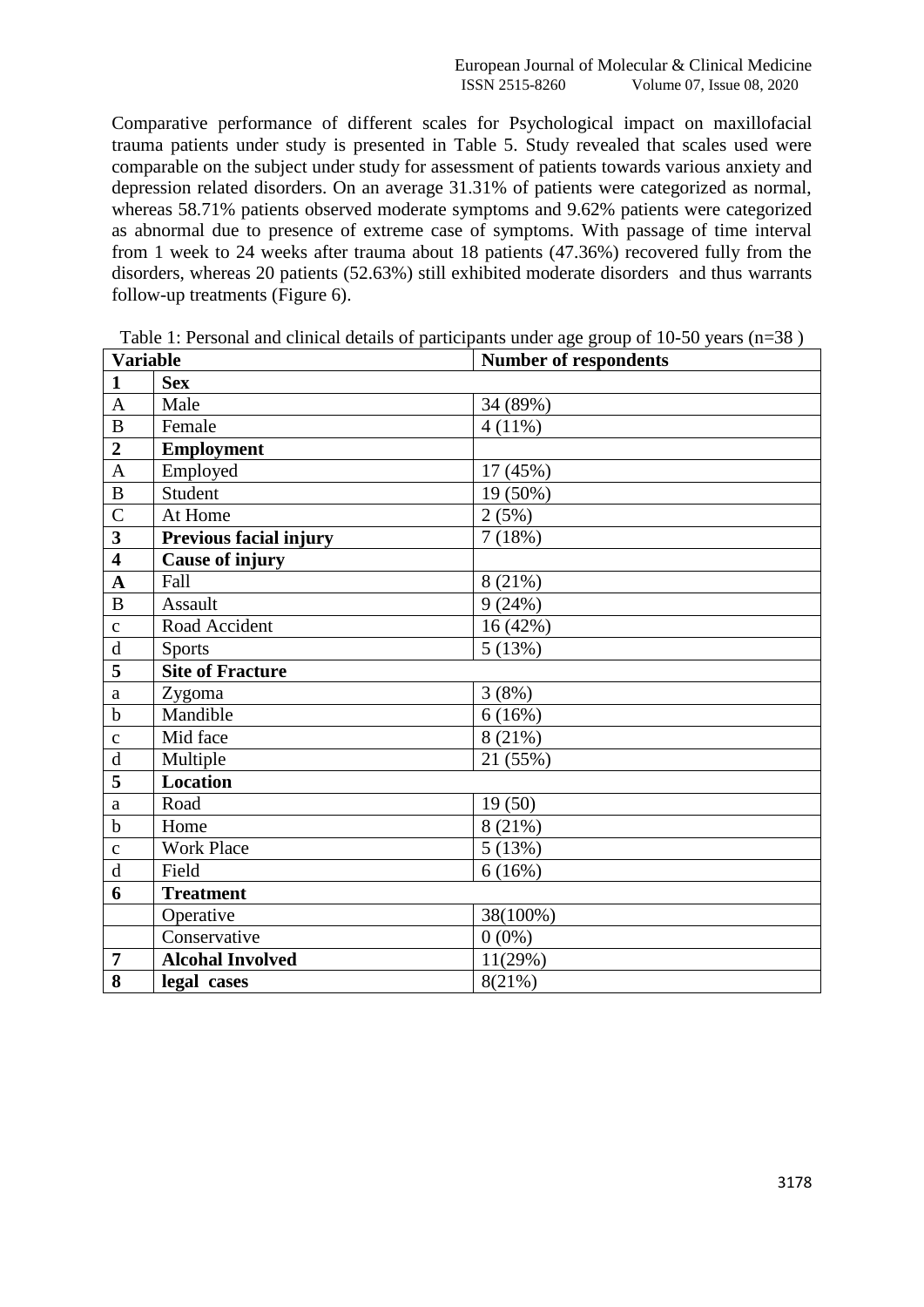Comparative performance of different scales for Psychological impact on maxillofacial trauma patients under study is presented in Table 5. Study revealed that scales used were comparable on the subject under study for assessment of patients towards various anxiety and depression related disorders. On an average 31.31% of patients were categorized as normal, whereas 58.71% patients observed moderate symptoms and 9.62% patients were categorized as abnormal due to presence of extreme case of symptoms. With passage of time interval from 1 week to 24 weeks after trauma about 18 patients (47.36%) recovered fully from the disorders, whereas 20 patients (52.63%) still exhibited moderate disorders and thus warrants follow-up treatments (Figure 6).

Table 1: Personal and clinical details of participants under age group of 10-50 years (n=38 )

| **Variable** | | **Number of respondents** |
|---|---|---|
| **1** | **Sex** | |
| A | Male | 34 (89%) |
| B | Female | 4 (11%) |
| **2** | **Employment** | |
| A | Employed | 17 (45%) |
| B | Student | 19 (50%) |
| C | At Home | 2 (5%) |
| **3** | **Previous facial injury** | 7 (18%) |
| **4** | **Cause of injury** | |
| **A** | Fall | 8 (21%) |
| B | Assault | 9 (24%) |
| c | Road Accident | 16 (42%) |
| d | Sports | 5 (13%) |
| **5** | **Site of Fracture** | |
| a | Zygoma | 3 (8%) |
| b | Mandible | 6 (16%) |
| c | Mid face | 8 (21%) |
| d | Multiple | 21 (55%) |
| **5** | **Location** | |
| a | Road | 19 (50) |
| b | Home | 8 (21%) |
| c | Work Place | 5 (13%) |
| d | Field | 6 (16%) |
| **6** | **Treatment** | |
| | Operative | 38(100%) |
| | Conservative | 0 (0%) |
| **7** | **Alcohal Involved** | 11(29%) |
| **8** | **legal cases** | 8(21%) |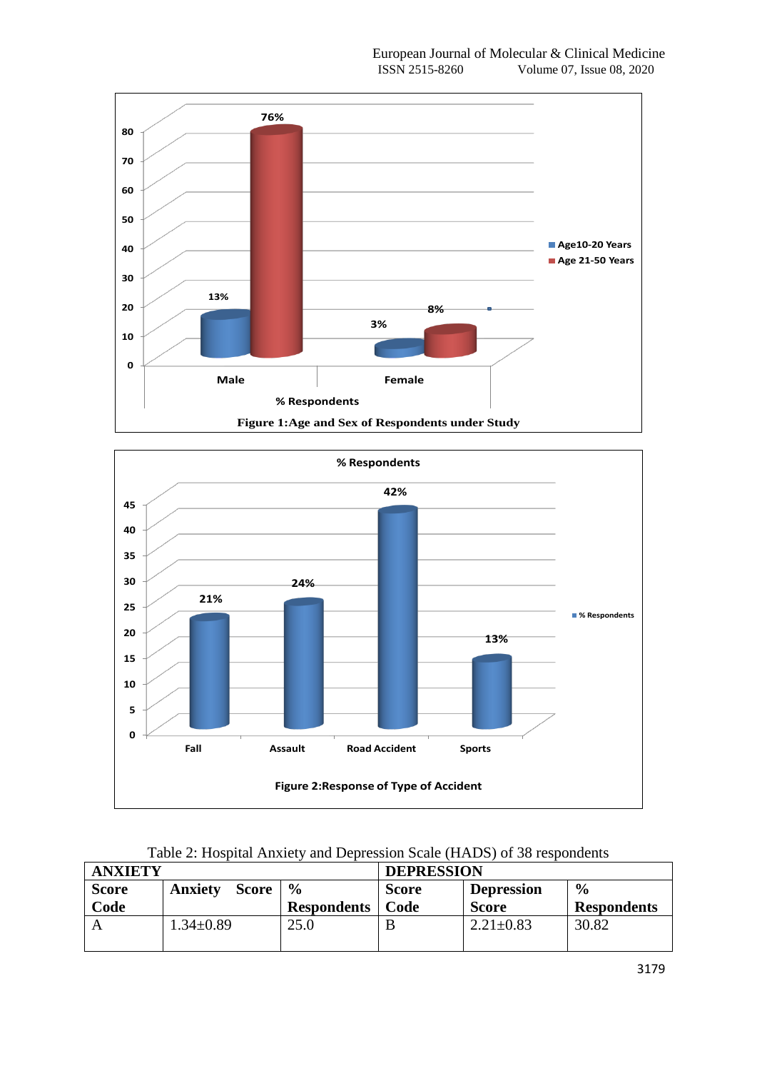Figure 1:Age and Sex of Respondents under Study

Figure 2:Response of Type of Accident

Table 2: Hospital Anxiety and Depression Scale (HADS) of 38 respondents

| ANXIETY | | | DEPRESSION | | |
|---|---|---|---|---|---|
| **Score Code** | **Anxiety Score** | **% Respondents** | **Score Code** | **Depression Score** | **% Respondents** |
| A | 1.34±0.89 | 25.0 | B | 2.21±0.83 | 30.82 |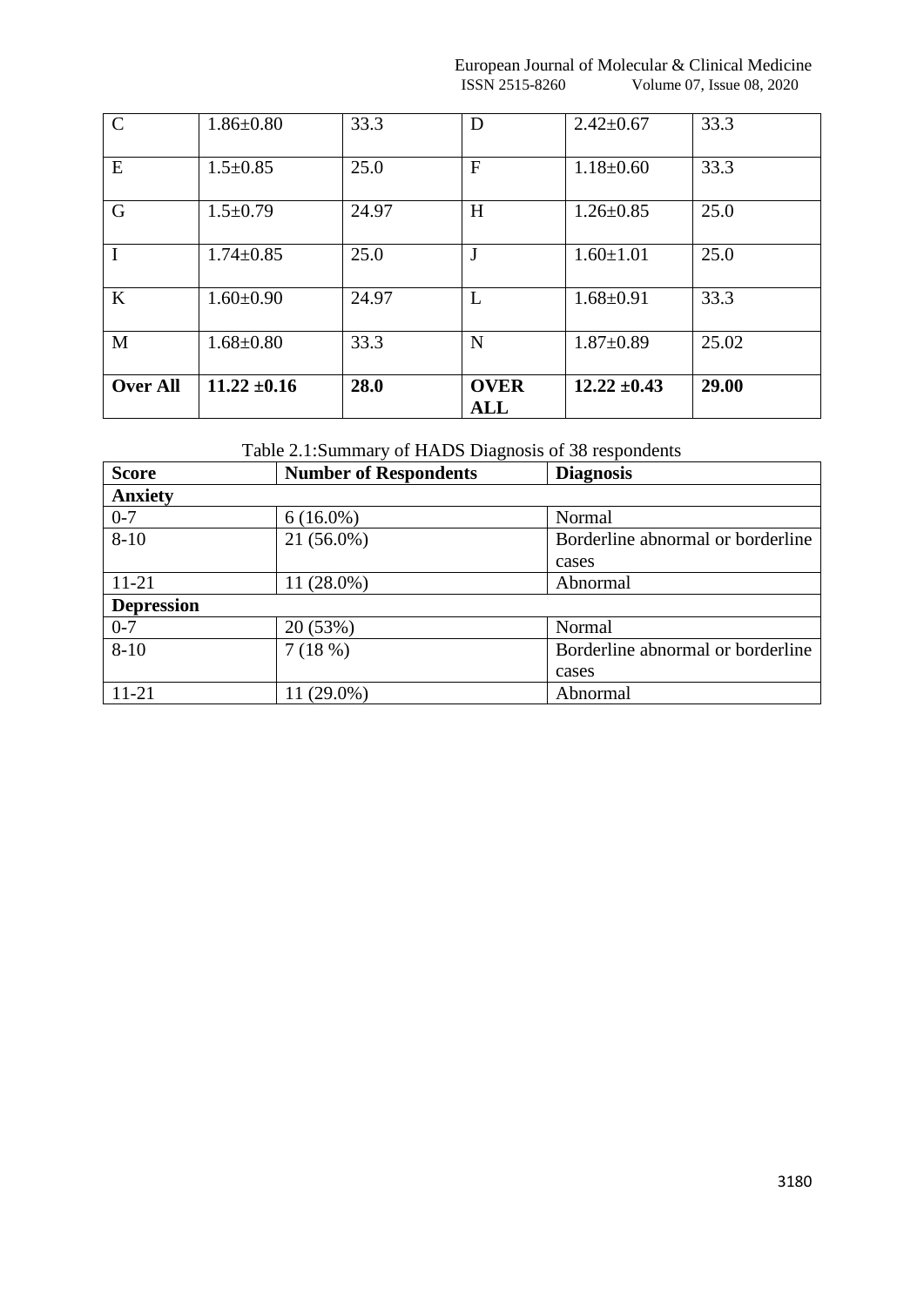| C | 1.86±0.80 | 33.3 | D | 2.42±0.67 | 33.3 |
|---|---|---|---|---|---|
| E | 1.5±0.85 | 25.0 | F | 1.18±0.60 | 33.3 |
| G | 1.5±0.79 | 24.97 | H | 1.26±0.85 | 25.0 |
| I | 1.74±0.85 | 25.0 | J | 1.60±1.01 | 25.0 |
| K | 1.60±0.90 | 24.97 | L | 1.68±0.91 | 33.3 |
| M | 1.68±0.80 | 33.3 | N | 1.87±0.89 | 25.02 |
| **Over All** | **11.22 ±0.16** | **28.0** | **OVER ALL** | **12.22 ±0.43** | **29.00** |

Table 2.1:Summary of HADS Diagnosis of 38 respondents

| Score | Number of Respondents | Diagnosis |
|---|---|---|
| **Anxiety** | | |
| 0-7 | 6 (16.0%) | Normal |
| 8-10 | 21 (56.0%) | Borderline abnormal or borderline cases |
| 11-21 | 11 (28.0%) | Abnormal |
| **Depression** | | |
| 0-7 | 20 (53%) | Normal |
| 8-10 | 7 (18 %) | Borderline abnormal or borderline cases |
| 11-21 | 11 (29.0%) | Abnormal |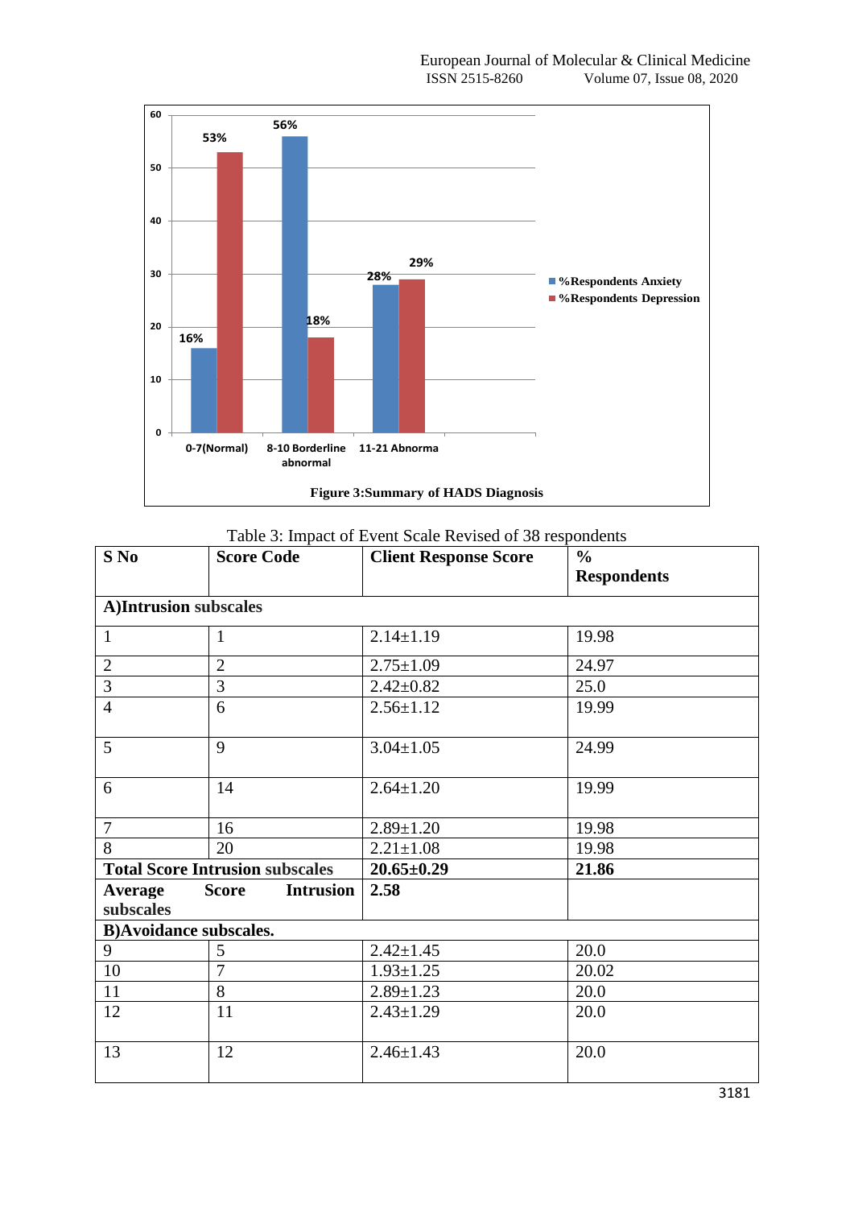**Figure 3:Summary of HADS Diagnosis**

Table 3: Impact of Event Scale Revised of 38 respondents

| S No | Score Code | Client Response Score | % Respondents |
|---|---|---|---|
| **A)Intrusion subscales** | | | |
| 1 | 1 | 2.14±1.19 | 19.98 |
| 2 | 2 | 2.75±1.09 | 24.97 |
| 3 | 3 | 2.42±0.82 | 25.0 |
| 4 | 6 | 2.56±1.12 | 19.99 |
| 5 | 9 | 3.04±1.05 | 24.99 |
| 6 | 14 | 2.64±1.20 | 19.99 |
| 7 | 16 | 2.89±1.20 | 19.98 |
| 8 | 20 | 2.21±1.08 | 19.98 |
| **Total Score Intrusion subscales** | | **20.65±0.29** | **21.86** |
| **Average Score Intrusion subscales** | | **2.58** | |
| **B)Avoidance subscales.** | | | |
| 9 | 5 | 2.42±1.45 | 20.0 |
| 10 | 7 | 1.93±1.25 | 20.02 |
| 11 | 8 | 2.89±1.23 | 20.0 |
| 12 | 11 | 2.43±1.29 | 20.0 |
| 13 | 12 | 2.46±1.43 | 20.0 |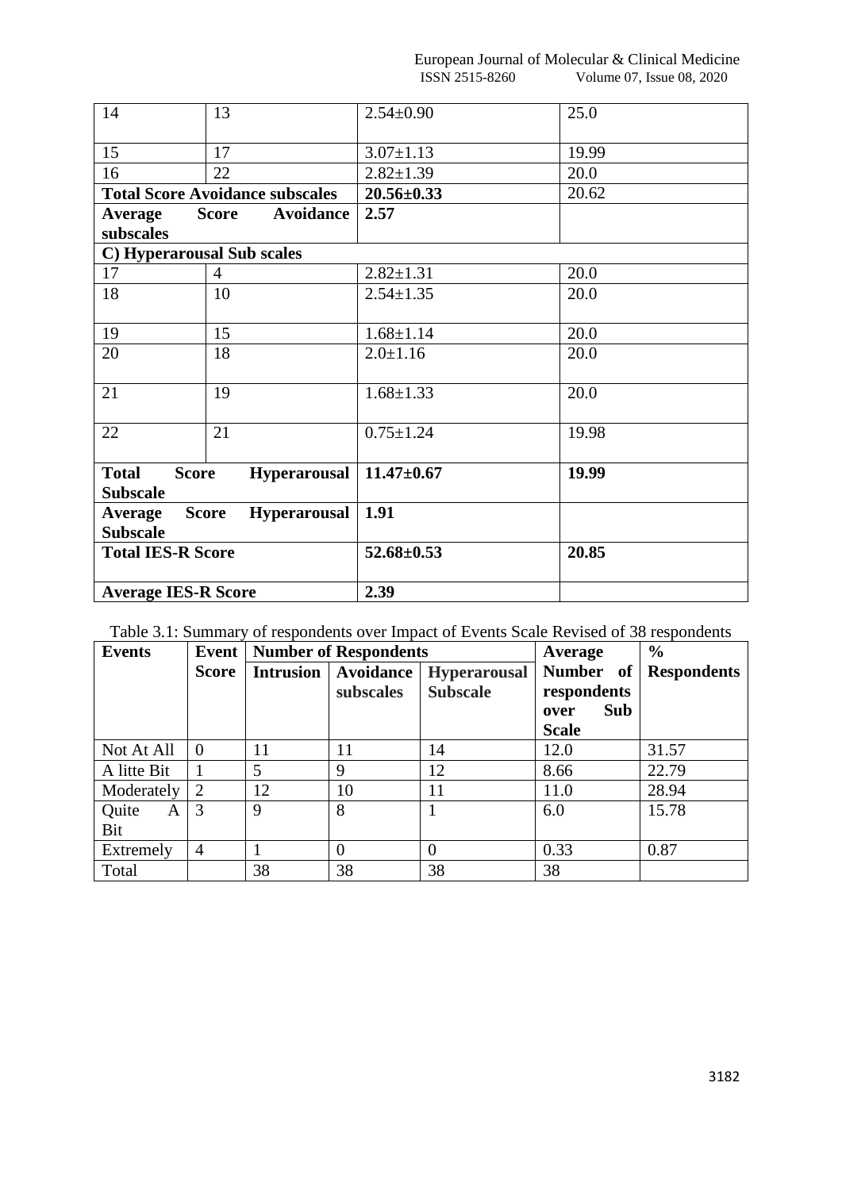| 14 | 13 | 2.54±0.90 | 25.0 |
|---|---|---|---|
| 15 | 17 | 3.07±1.13 | 19.99 |
| 16 | 22 | 2.82±1.39 | 20.0 |
| **Total Score Avoidance subscales** | | **20.56±0.33** | 20.62 |
| **Average Score Avoidance subscales** | | **2.57** | |
| **C) Hyperarousal Sub scales** | | | |
| 17 | 4 | 2.82±1.31 | 20.0 |
| 18 | 10 | 2.54±1.35 | 20.0 |
| 19 | 15 | 1.68±1.14 | 20.0 |
| 20 | 18 | 2.0±1.16 | 20.0 |
| 21 | 19 | 1.68±1.33 | 20.0 |
| 22 | 21 | 0.75±1.24 | 19.98 |
| **Total Score Hyperarousal Subscale** | | **11.47±0.67** | **19.99** |
| **Average Score Hyperarousal Subscale** | | **1.91** | |
| **Total IES-R Score** | | **52.68±0.53** | **20.85** |
| **Average IES-R Score** | | **2.39** | |

Table 3.1: Summary of respondents over Impact of Events Scale Revised of 38 respondents

| **Events** | **Event Score** | **Number of Respondents** | | | **Average Number of respondents over Sub Scale** | **% Respondents** |
|---|---|---|---|---|---|---|
| | | **Intrusion** | **Avoidance subscales** | **Hyperarousal Subscale** | | |
| Not At All | 0 | 11 | 11 | 14 | 12.0 | 31.57 |
| A litte Bit | 1 | 5 | 9 | 12 | 8.66 | 22.79 |
| Moderately | 2 | 12 | 10 | 11 | 11.0 | 28.94 |
| Quite A Bit | 3 | 9 | 8 | 1 | 6.0 | 15.78 |
| Extremely | 4 | 1 | 0 | 0 | 0.33 | 0.87 |
| Total | | 38 | 38 | 38 | 38 | |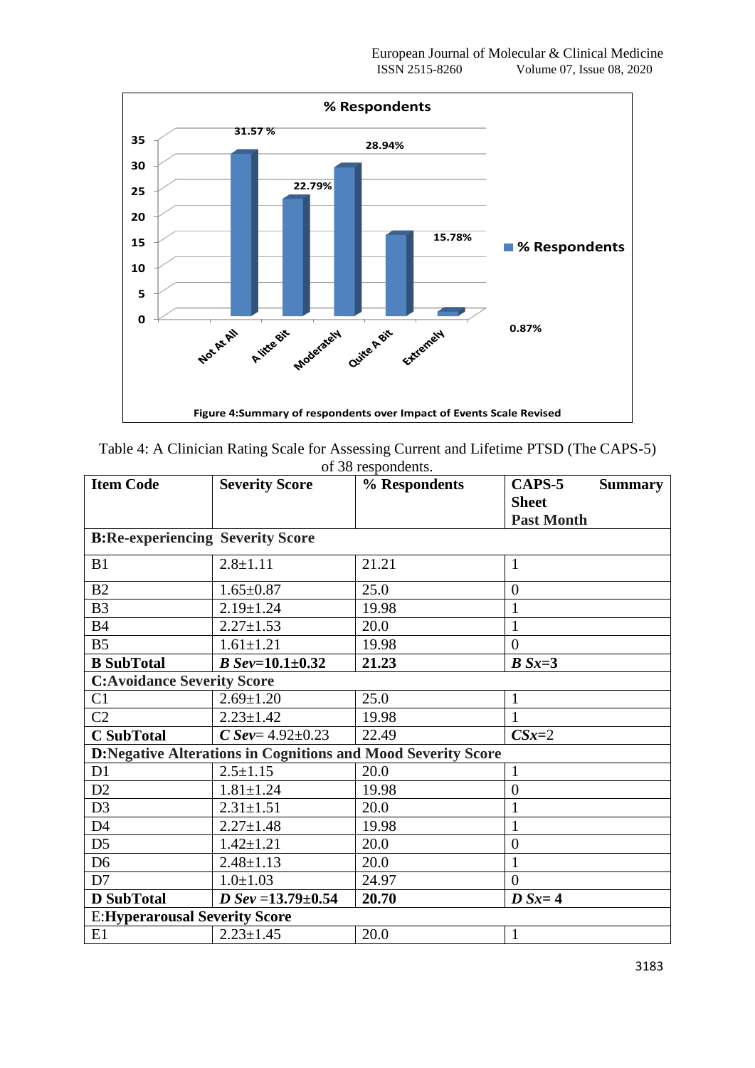Figure 4:Summary of respondents over Impact of Events Scale Revised

Table 4: A Clinician Rating Scale for Assessing Current and Lifetime PTSD (The CAPS-5) of 38 respondents.

| Item Code | Severity Score | % Respondents | CAPS-5 Summary Sheet Past Month |
|---|---|---|---|
| **B:Re-experiencing Severity Score** | | | |
| B1 | 2.8±1.11 | 21.21 | 1 |
| B2 | 1.65±0.87 | 25.0 | 0 |
| B3 | 2.19±1.24 | 19.98 | 1 |
| B4 | 2.27±1.53 | 20.0 | 1 |
| B5 | 1.61±1.21 | 19.98 | 0 |
| **B SubTotal** | ***B Sev*=10.1±0.32** | **21.23** | ***B Sx*=3** |
| **C:Avoidance Severity Score** | | | |
| C1 | 2.69±1.20 | 25.0 | 1 |
| C2 | 2.23±1.42 | 19.98 | 1 |
| **C SubTotal** | ***C Sev*= 4.92±0.23** | 22.49 | ***CSx*=2** |
| **D:Negative Alterations in Cognitions and Mood Severity Score** | | | |
| D1 | 2.5±1.15 | 20.0 | 1 |
| D2 | 1.81±1.24 | 19.98 | 0 |
| D3 | 2.31±1.51 | 20.0 | 1 |
| D4 | 2.27±1.48 | 19.98 | 1 |
| D5 | 1.42±1.21 | 20.0 | 0 |
| D6 | 2.48±1.13 | 20.0 | 1 |
| D7 | 1.0±1.03 | 24.97 | 0 |
| **D SubTotal** | ***D Sev* =13.79±0.54** | **20.70** | ***D Sx*= 4** |
| E:**Hyperarousal Severity Score** | | | |
| E1 | 2.23±1.45 | 20.0 | 1 |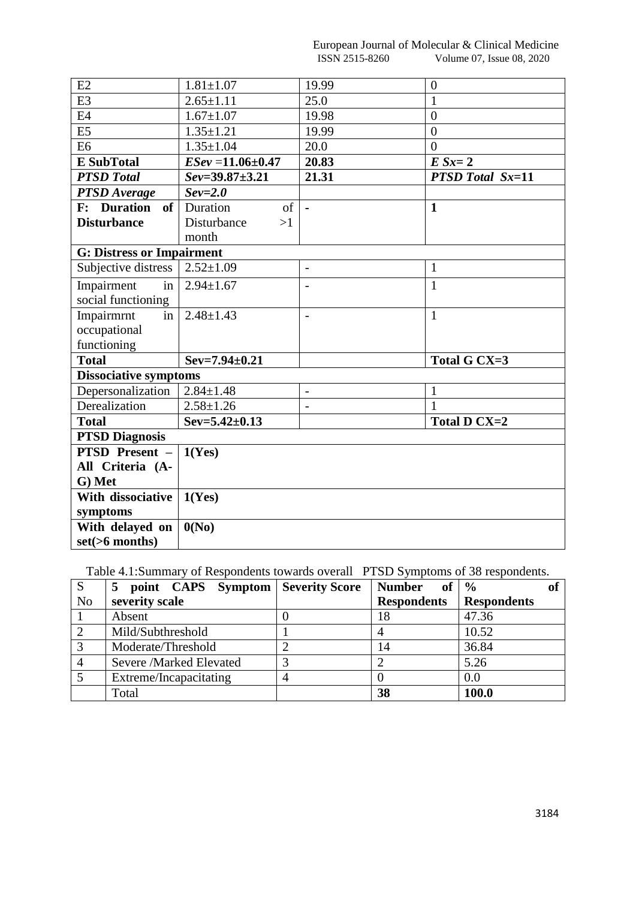| | | | |
|---|---|---|---|
| E2 | 1.81±1.07 | 19.99 | 0 |
| E3 | 2.65±1.11 | 25.0 | 1 |
| E4 | 1.67±1.07 | 19.98 | 0 |
| E5 | 1.35±1.21 | 19.99 | 0 |
| E6 | 1.35±1.04 | 20.0 | 0 |
| **E SubTotal** | ***ESev* =11.06±0.47** | **20.83** | ***E Sx*= 2** |
| ***PTSD Total*** | ***Sev*=39.87±3.21** | **21.31** | ***PTSD Total Sx*=11** |
| ***PTSD Average*** | ***Sev=2.0*** | | |
| **F: Duration of Disturbance** | Duration of Disturbance >1 month | **-** | **1** |
| **G: Distress or Impairment** | | | |
| Subjective distress | 2.52±1.09 | - | 1 |
| Impairment in social functioning | 2.94±1.67 | - | 1 |
| Impairmrnt in occupational functioning | 2.48±1.43 | - | 1 |
| **Total** | **Sev=7.94±0.21** | | **Total G CX=3** |
| **Dissociative symptoms** | | | |
| Depersonalization | 2.84±1.48 | - | 1 |
| Derealization | 2.58±1.26 | - | 1 |
| **Total** | **Sev=5.42±0.13** | | **Total D CX=2** |
| **PTSD Diagnosis** | | | |
| **PTSD Present – All Criteria (A-G) Met** | **1(Yes)** | | |
| **With dissociative symptoms** | **1(Yes)** | | |
| **With delayed on set(>6 months)** | **0(No)** | | |

Table 4.1:Summary of Respondents towards overall PTSD Symptoms of 38 respondents.

| S No | 5 point CAPS Symptom severity scale | Severity Score | Number of Respondents | % of Respondents |
|---|---|---|---|---|
| 1 | Absent | 0 | 18 | 47.36 |
| 2 | Mild/Subthreshold | 1 | 4 | 10.52 |
| 3 | Moderate/Threshold | 2 | 14 | 36.84 |
| 4 | Severe /Marked Elevated | 3 | 2 | 5.26 |
| 5 | Extreme/Incapacitating | 4 | 0 | 0.0 |
| | Total | | **38** | **100.0** |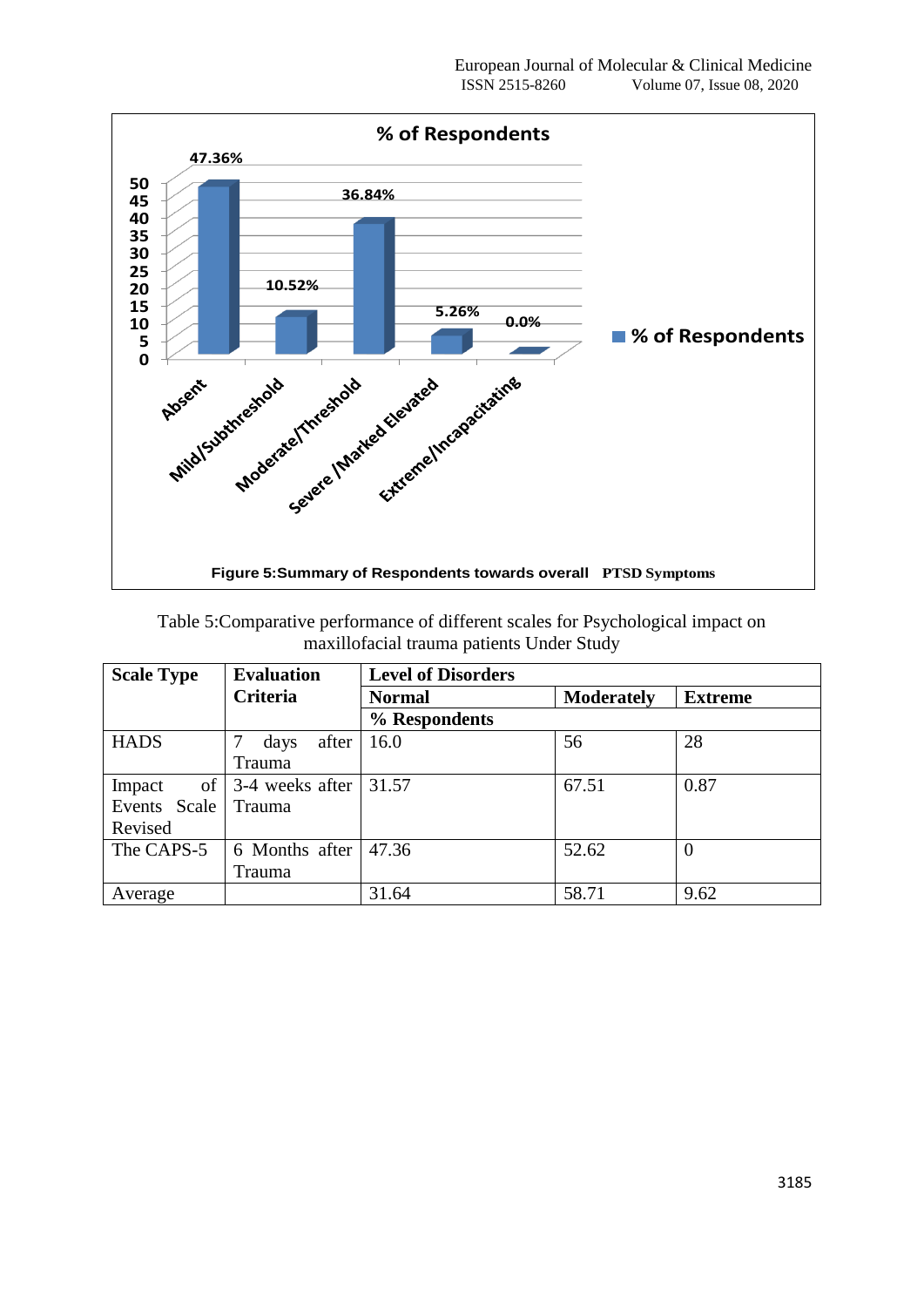Figure 5:Summary of Respondents towards overall PTSD Symptoms

Table 5:Comparative performance of different scales for Psychological impact on maxillofacial trauma patients Under Study

| Scale Type | Evaluation Criteria | Level of Disorders | | |
|---|---|---|---|---|
| | | Normal | Moderately | Extreme |
| | | % Respondents | | |
| HADS | 7 days after Trauma | 16.0 | 56 | 28 |
| Impact of Events Scale Revised | 3-4 weeks after Trauma | 31.57 | 67.51 | 0.87 |
| The CAPS-5 | 6 Months after Trauma | 47.36 | 52.62 | 0 |
| Average | | 31.64 | 58.71 | 9.62 |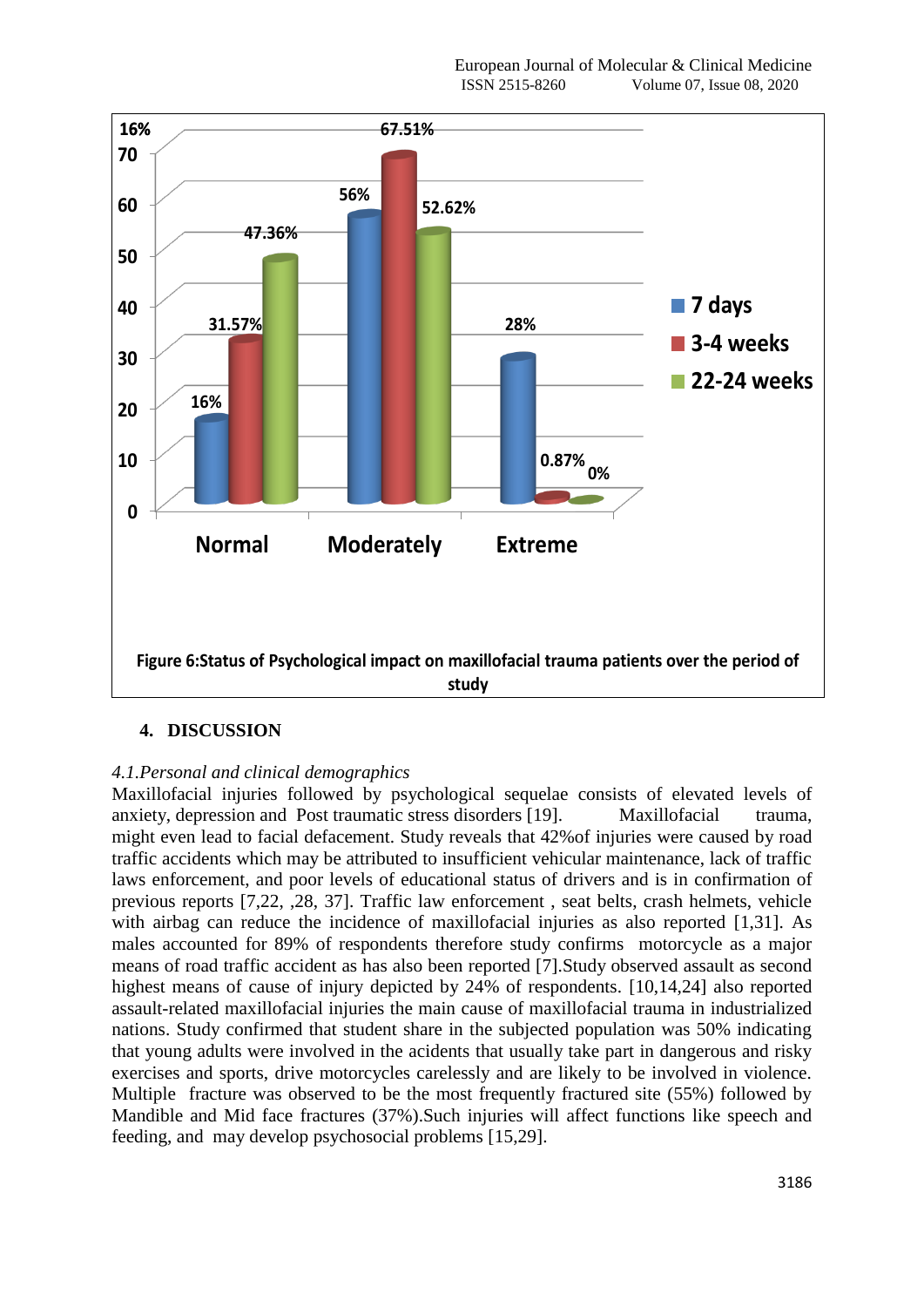Figure 6:Status of Psychological impact on maxillofacial trauma patients over the period of study

## 4. DISCUSSION

*4.1.Personal and clinical demographics*

Maxillofacial injuries followed by psychological sequelae consists of elevated levels of anxiety, depression and Post traumatic stress disorders [19]. Maxillofacial trauma, might even lead to facial defacement. Study reveals that 42%of injuries were caused by road traffic accidents which may be attributed to insufficient vehicular maintenance, lack of traffic laws enforcement, and poor levels of educational status of drivers and is in confirmation of previous reports [7,22, ,28, 37]. Traffic law enforcement , seat belts, crash helmets, vehicle with airbag can reduce the incidence of maxillofacial injuries as also reported [1,31]. As males accounted for 89% of respondents therefore study confirms motorcycle as a major means of road traffic accident as has also been reported [7].Study observed assault as second highest means of cause of injury depicted by 24% of respondents. [10,14,24] also reported assault-related maxillofacial injuries the main cause of maxillofacial trauma in industrialized nations. Study confirmed that student share in the subjected population was 50% indicating that young adults were involved in the acidents that usually take part in dangerous and risky exercises and sports, drive motorcycles carelessly and are likely to be involved in violence. Multiple fracture was observed to be the most frequently fractured site (55%) followed by Mandible and Mid face fractures (37%).Such injuries will affect functions like speech and feeding, and may develop psychosocial problems [15,29].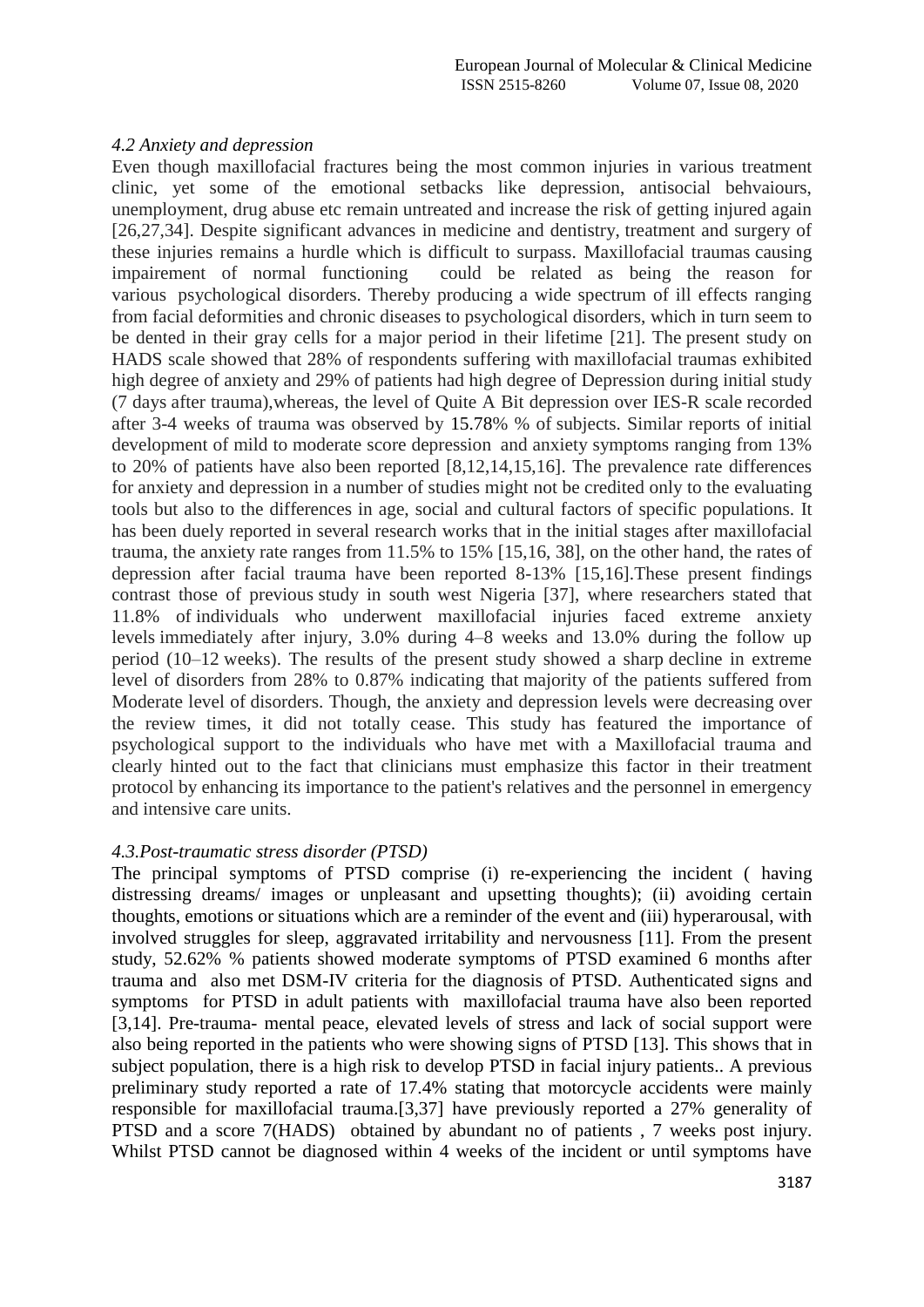#### *4.2 Anxiety and depression*

Even though maxillofacial fractures being the most common injuries in various treatment clinic, yet some of the emotional setbacks like depression, antisocial behvaiours, unemployment, drug abuse etc remain untreated and increase the risk of getting injured again [26,27,34]. Despite significant advances in medicine and dentistry, treatment and surgery of these injuries remains a hurdle which is difficult to surpass. Maxillofacial traumas causing impairement of normal functioning could be related as being the reason for various psychological disorders. Thereby producing a wide spectrum of ill effects ranging from facial deformities and chronic diseases to psychological disorders, which in turn seem to be dented in their gray cells for a major period in their lifetime [21]. The present study on HADS scale showed that 28% of respondents suffering with maxillofacial traumas exhibited high degree of anxiety and 29% of patients had high degree of Depression during initial study (7 days after trauma),whereas, the level of Quite A Bit depression over IES-R scale recorded after 3-4 weeks of trauma was observed by 15.78% % of subjects. Similar reports of initial development of mild to moderate score depression and anxiety symptoms ranging from 13% to 20% of patients have also been reported [8,12,14,15,16]. The prevalence rate differences for anxiety and depression in a number of studies might not be credited only to the evaluating tools but also to the differences in age, social and cultural factors of specific populations. It has been duely reported in several research works that in the initial stages after maxillofacial trauma, the anxiety rate ranges from 11.5% to 15% [15,16, 38], on the other hand, the rates of depression after facial trauma have been reported 8-13% [15,16].These present findings contrast those of previous study in south west Nigeria [37], where researchers stated that 11.8% of individuals who underwent maxillofacial injuries faced extreme anxiety levels immediately after injury, 3.0% during 4–8 weeks and 13.0% during the follow up period (10–12 weeks). The results of the present study showed a sharp decline in extreme level of disorders from 28% to 0.87% indicating that majority of the patients suffered from Moderate level of disorders. Though, the anxiety and depression levels were decreasing over the review times, it did not totally cease. This study has featured the importance of psychological support to the individuals who have met with a Maxillofacial trauma and clearly hinted out to the fact that clinicians must emphasize this factor in their treatment protocol by enhancing its importance to the patient's relatives and the personnel in emergency and intensive care units.

#### *4.3.Post-traumatic stress disorder (PTSD)*

The principal symptoms of PTSD comprise (i) re-experiencing the incident ( having distressing dreams/ images or unpleasant and upsetting thoughts); (ii) avoiding certain thoughts, emotions or situations which are a reminder of the event and (iii) hyperarousal, with involved struggles for sleep, aggravated irritability and nervousness [11]. From the present study, 52.62% % patients showed moderate symptoms of PTSD examined 6 months after trauma and also met DSM-IV criteria for the diagnosis of PTSD. Authenticated signs and symptoms for PTSD in adult patients with maxillofacial trauma have also been reported [3,14]. Pre-trauma- mental peace, elevated levels of stress and lack of social support were also being reported in the patients who were showing signs of PTSD [13]. This shows that in subject population, there is a high risk to develop PTSD in facial injury patients.. A previous preliminary study reported a rate of 17.4% stating that motorcycle accidents were mainly responsible for maxillofacial trauma.[3,37] have previously reported a 27% generality of PTSD and a score 7(HADS) obtained by abundant no of patients , 7 weeks post injury. Whilst PTSD cannot be diagnosed within 4 weeks of the incident or until symptoms have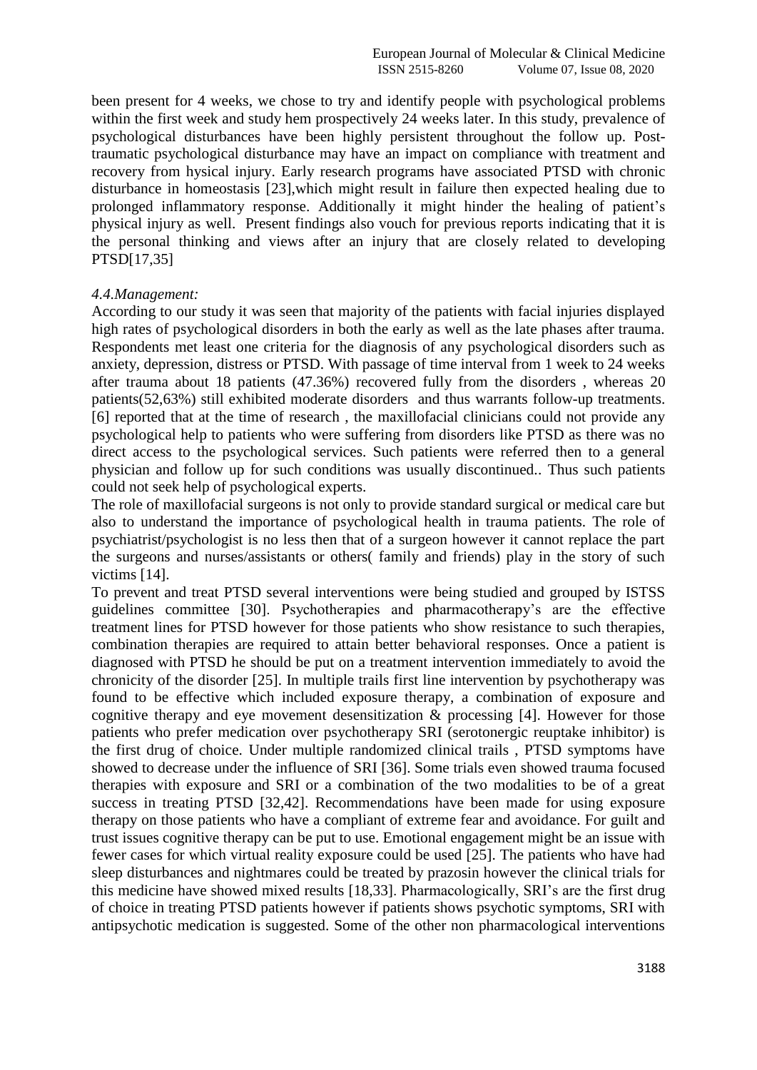been present for 4 weeks, we chose to try and identify people with psychological problems within the first week and study hem prospectively 24 weeks later. In this study, prevalence of psychological disturbances have been highly persistent throughout the follow up. Post-traumatic psychological disturbance may have an impact on compliance with treatment and recovery from hysical injury. Early research programs have associated PTSD with chronic disturbance in homeostasis [23],which might result in failure then expected healing due to prolonged inflammatory response. Additionally it might hinder the healing of patient's physical injury as well. Present findings also vouch for previous reports indicating that it is the personal thinking and views after an injury that are closely related to developing PTSD[17,35]

*4.4.Management:*

According to our study it was seen that majority of the patients with facial injuries displayed high rates of psychological disorders in both the early as well as the late phases after trauma. Respondents met least one criteria for the diagnosis of any psychological disorders such as anxiety, depression, distress or PTSD. With passage of time interval from 1 week to 24 weeks after trauma about 18 patients (47.36%) recovered fully from the disorders , whereas 20 patients(52,63%) still exhibited moderate disorders and thus warrants follow-up treatments. [6] reported that at the time of research , the maxillofacial clinicians could not provide any psychological help to patients who were suffering from disorders like PTSD as there was no direct access to the psychological services. Such patients were referred then to a general physician and follow up for such conditions was usually discontinued.. Thus such patients could not seek help of psychological experts.

The role of maxillofacial surgeons is not only to provide standard surgical or medical care but also to understand the importance of psychological health in trauma patients. The role of psychiatrist/psychologist is no less then that of a surgeon however it cannot replace the part the surgeons and nurses/assistants or others( family and friends) play in the story of such victims [14].

To prevent and treat PTSD several interventions were being studied and grouped by ISTSS guidelines committee [30]. Psychotherapies and pharmacotherapy's are the effective treatment lines for PTSD however for those patients who show resistance to such therapies, combination therapies are required to attain better behavioral responses. Once a patient is diagnosed with PTSD he should be put on a treatment intervention immediately to avoid the chronicity of the disorder [25]. In multiple trails first line intervention by psychotherapy was found to be effective which included exposure therapy, a combination of exposure and cognitive therapy and eye movement desensitization & processing [4]. However for those patients who prefer medication over psychotherapy SRI (serotonergic reuptake inhibitor) is the first drug of choice. Under multiple randomized clinical trails , PTSD symptoms have showed to decrease under the influence of SRI [36]. Some trials even showed trauma focused therapies with exposure and SRI or a combination of the two modalities to be of a great success in treating PTSD [32,42]. Recommendations have been made for using exposure therapy on those patients who have a compliant of extreme fear and avoidance. For guilt and trust issues cognitive therapy can be put to use. Emotional engagement might be an issue with fewer cases for which virtual reality exposure could be used [25]. The patients who have had sleep disturbances and nightmares could be treated by prazosin however the clinical trials for this medicine have showed mixed results [18,33]. Pharmacologically, SRI's are the first drug of choice in treating PTSD patients however if patients shows psychotic symptoms, SRI with antipsychotic medication is suggested. Some of the other non pharmacological interventions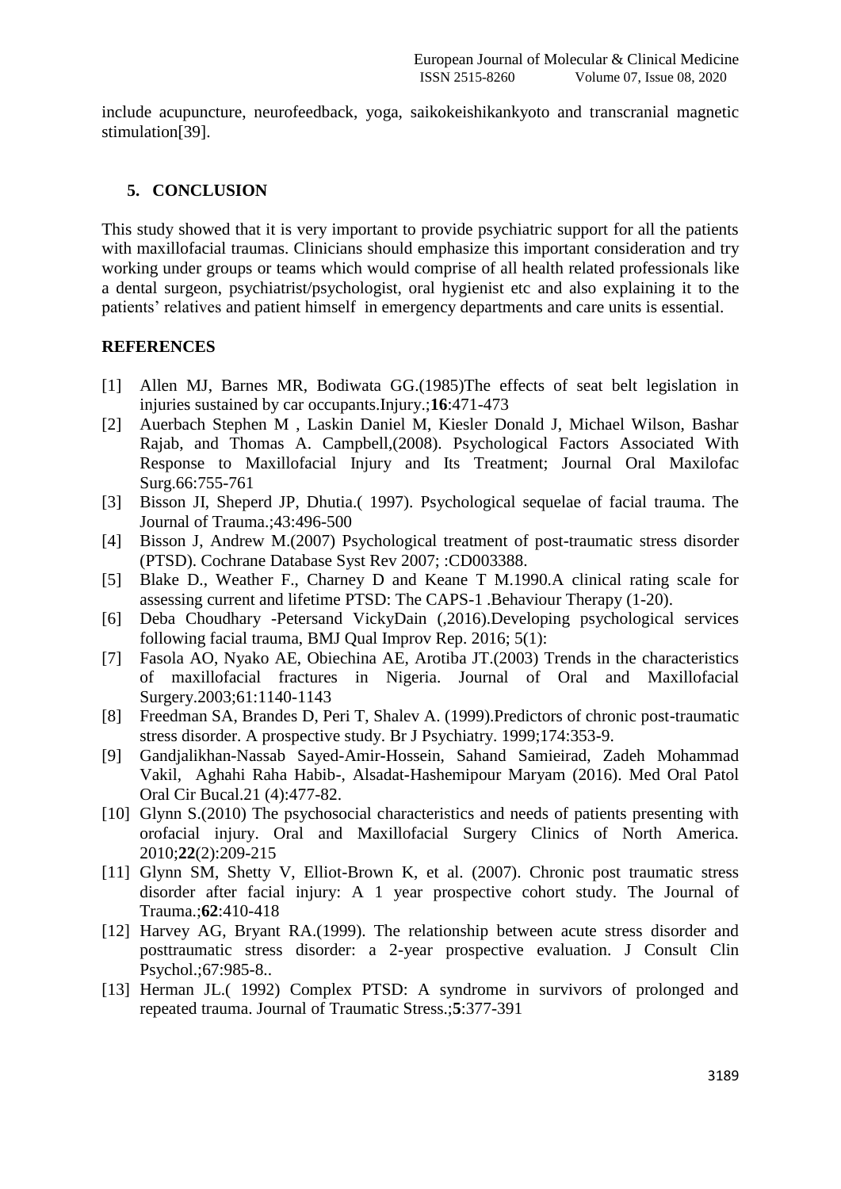include acupuncture, neurofeedback, yoga, saikokeishikankyoto and transcranial magnetic stimulation[39].

## 5. CONCLUSION

This study showed that it is very important to provide psychiatric support for all the patients with maxillofacial traumas. Clinicians should emphasize this important consideration and try working under groups or teams which would comprise of all health related professionals like a dental surgeon, psychiatrist/psychologist, oral hygienist etc and also explaining it to the patients' relatives and patient himself in emergency departments and care units is essential.

## REFERENCES

[1] Allen MJ, Barnes MR, Bodiwata GG.(1985)The effects of seat belt legislation in injuries sustained by car occupants.Injury.;**16**:471-473

[2] Auerbach Stephen M , Laskin Daniel M, Kiesler Donald J, Michael Wilson, Bashar Rajab, and Thomas A. Campbell,(2008). Psychological Factors Associated With Response to Maxillofacial Injury and Its Treatment; Journal Oral Maxilofac Surg.66:755-761

[3] Bisson JI, Sheperd JP, Dhutia.( 1997). Psychological sequelae of facial trauma. The Journal of Trauma.;43:496-500

[4] Bisson J, Andrew M.(2007) Psychological treatment of post-traumatic stress disorder (PTSD). Cochrane Database Syst Rev 2007; :CD003388.

[5] Blake D., Weather F., Charney D and Keane T M.1990.A clinical rating scale for assessing current and lifetime PTSD: The CAPS-1 .Behaviour Therapy (1-20).

[6] Deba Choudhary -Petersand VickyDain (,2016).Developing psychological services following facial trauma, BMJ Qual Improv Rep. 2016; 5(1):

[7] Fasola AO, Nyako AE, Obiechina AE, Arotiba JT.(2003) Trends in the characteristics of maxillofacial fractures in Nigeria. Journal of Oral and Maxillofacial Surgery.2003;61:1140-1143

[8] Freedman SA, Brandes D, Peri T, Shalev A. (1999).Predictors of chronic post-traumatic stress disorder. A prospective study. Br J Psychiatry. 1999;174:353-9.

[9] Gandjalikhan-Nassab Sayed-Amir-Hossein, Sahand Samieirad, Zadeh Mohammad Vakil, Aghahi Raha Habib-, Alsadat-Hashemipour Maryam (2016). Med Oral Patol Oral Cir Bucal.21 (4):477-82.

[10] Glynn S.(2010) The psychosocial characteristics and needs of patients presenting with orofacial injury. Oral and Maxillofacial Surgery Clinics of North America. 2010;**22**(2):209-215

[11] Glynn SM, Shetty V, Elliot-Brown K, et al. (2007). Chronic post traumatic stress disorder after facial injury: A 1 year prospective cohort study. The Journal of Trauma.;**62**:410-418

[12] Harvey AG, Bryant RA.(1999). The relationship between acute stress disorder and posttraumatic stress disorder: a 2-year prospective evaluation. J Consult Clin Psychol.;67:985-8..

[13] Herman JL.( 1992) Complex PTSD: A syndrome in survivors of prolonged and repeated trauma. Journal of Traumatic Stress.;**5**:377-391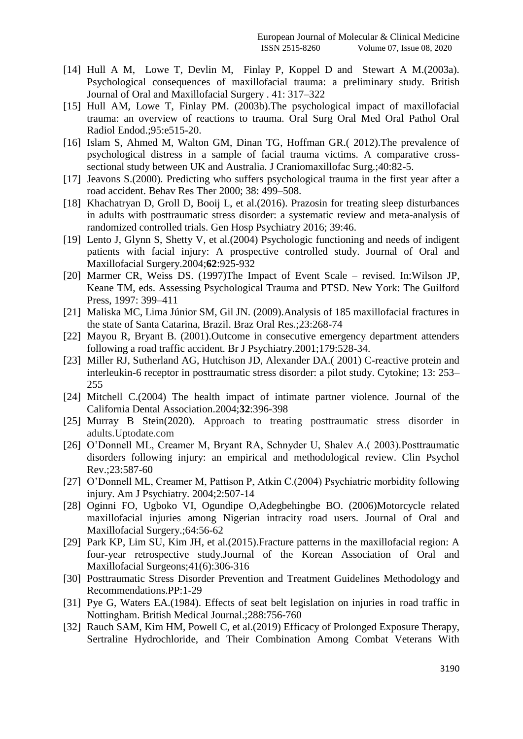[14] Hull A M, Lowe T, Devlin M, Finlay P, Koppel D and Stewart A M.(2003a). Psychological consequences of maxillofacial trauma: a preliminary study. British Journal of Oral and Maxillofacial Surgery . 41: 317–322

[15] Hull AM, Lowe T, Finlay PM. (2003b).The psychological impact of maxillofacial trauma: an overview of reactions to trauma. Oral Surg Oral Med Oral Pathol Oral Radiol Endod.;95:e515-20.

[16] Islam S, Ahmed M, Walton GM, Dinan TG, Hoffman GR.( 2012).The prevalence of psychological distress in a sample of facial trauma victims. A comparative cross-sectional study between UK and Australia. J Craniomaxillofac Surg.;40:82-5.

[17] Jeavons S.(2000). Predicting who suffers psychological trauma in the first year after a road accident. Behav Res Ther 2000; 38: 499–508.

[18] Khachatryan D, Groll D, Booij L, et al.(2016). Prazosin for treating sleep disturbances in adults with posttraumatic stress disorder: a systematic review and meta-analysis of randomized controlled trials. Gen Hosp Psychiatry 2016; 39:46.

[19] Lento J, Glynn S, Shetty V, et al.(2004) Psychologic functioning and needs of indigent patients with facial injury: A prospective controlled study. Journal of Oral and Maxillofacial Surgery.2004;**62**:925-932

[20] Marmer CR, Weiss DS. (1997)The Impact of Event Scale – revised. In:Wilson JP, Keane TM, eds. Assessing Psychological Trauma and PTSD. New York: The Guilford Press, 1997: 399–411

[21] Maliska MC, Lima Júnior SM, Gil JN. (2009).Analysis of 185 maxillofacial fractures in the state of Santa Catarina, Brazil. Braz Oral Res.;23:268-74

[22] Mayou R, Bryant B. (2001).Outcome in consecutive emergency department attenders following a road traffic accident. Br J Psychiatry.2001;179:528-34.

[23] Miller RJ, Sutherland AG, Hutchison JD, Alexander DA.( 2001) C-reactive protein and interleukin-6 receptor in posttraumatic stress disorder: a pilot study. Cytokine; 13: 253–255

[24] Mitchell C.(2004) The health impact of intimate partner violence. Journal of the California Dental Association.2004;**32**:396-398

[25] Murray B Stein(2020). Approach to treating posttraumatic stress disorder in adults.Uptodate.com

[26] O'Donnell ML, Creamer M, Bryant RA, Schnyder U, Shalev A.( 2003).Posttraumatic disorders following injury: an empirical and methodological review. Clin Psychol Rev.;23:587-60

[27] O'Donnell ML, Creamer M, Pattison P, Atkin C.(2004) Psychiatric morbidity following injury. Am J Psychiatry. 2004;2:507-14

[28] Oginni FO, Ugboko VI, Ogundipe O,Adegbehingbe BO. (2006)Motorcycle related maxillofacial injuries among Nigerian intracity road users. Journal of Oral and Maxillofacial Surgery.;64:56-62

[29] Park KP, Lim SU, Kim JH, et al.(2015).Fracture patterns in the maxillofacial region: A four-year retrospective study.Journal of the Korean Association of Oral and Maxillofacial Surgeons;41(6):306-316

[30] Posttraumatic Stress Disorder Prevention and Treatment Guidelines Methodology and Recommendations.PP:1-29

[31] Pye G, Waters EA.(1984). Effects of seat belt legislation on injuries in road traffic in Nottingham. British Medical Journal.;288:756-760

[32] Rauch SAM, Kim HM, Powell C, et al.(2019) Efficacy of Prolonged Exposure Therapy, Sertraline Hydrochloride, and Their Combination Among Combat Veterans With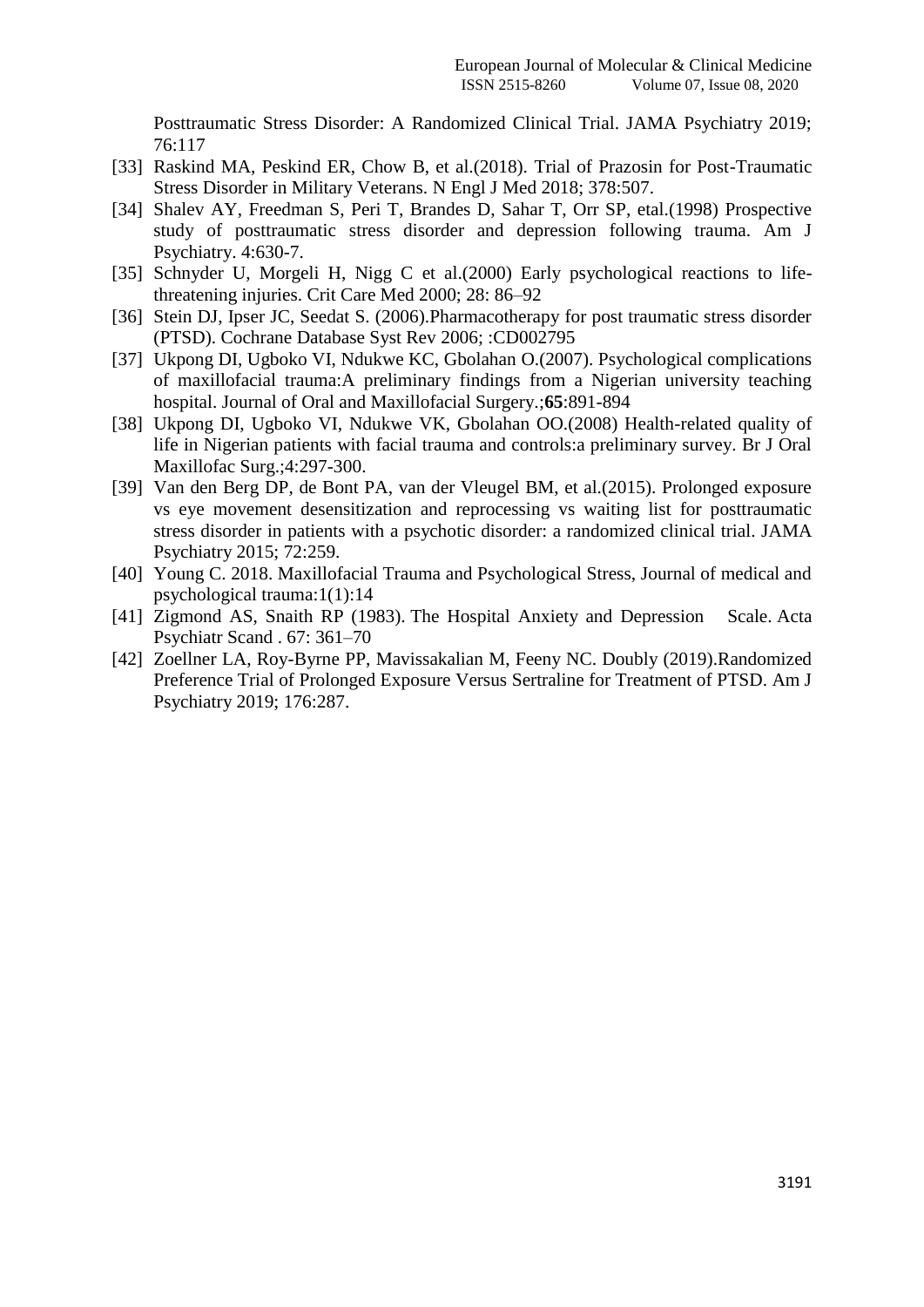Posttraumatic Stress Disorder: A Randomized Clinical Trial. JAMA Psychiatry 2019; 76:117

[33] Raskind MA, Peskind ER, Chow B, et al.(2018). Trial of Prazosin for Post-Traumatic Stress Disorder in Military Veterans. N Engl J Med 2018; 378:507.

[34] Shalev AY, Freedman S, Peri T, Brandes D, Sahar T, Orr SP, etal.(1998) Prospective study of posttraumatic stress disorder and depression following trauma. Am J Psychiatry. 4:630-7.

[35] Schnyder U, Morgeli H, Nigg C et al.(2000) Early psychological reactions to life-threatening injuries. Crit Care Med 2000; 28: 86–92

[36] Stein DJ, Ipser JC, Seedat S. (2006).Pharmacotherapy for post traumatic stress disorder (PTSD). Cochrane Database Syst Rev 2006; :CD002795

[37] Ukpong DI, Ugboko VI, Ndukwe KC, Gbolahan O.(2007). Psychological complications of maxillofacial trauma:A preliminary findings from a Nigerian university teaching hospital. Journal of Oral and Maxillofacial Surgery.;**65**:891-894

[38] Ukpong DI, Ugboko VI, Ndukwe VK, Gbolahan OO.(2008) Health-related quality of life in Nigerian patients with facial trauma and controls:a preliminary survey. Br J Oral Maxillofac Surg.;4:297-300.

[39] Van den Berg DP, de Bont PA, van der Vleugel BM, et al.(2015). Prolonged exposure vs eye movement desensitization and reprocessing vs waiting list for posttraumatic stress disorder in patients with a psychotic disorder: a randomized clinical trial. JAMA Psychiatry 2015; 72:259.

[40] Young C. 2018. Maxillofacial Trauma and Psychological Stress, Journal of medical and psychological trauma:1(1):14

[41] Zigmond AS, Snaith RP (1983). The Hospital Anxiety and Depression Scale. Acta Psychiatr Scand . 67: 361–70

[42] Zoellner LA, Roy-Byrne PP, Mavissakalian M, Feeny NC. Doubly (2019).Randomized Preference Trial of Prolonged Exposure Versus Sertraline for Treatment of PTSD. Am J Psychiatry 2019; 176:287.